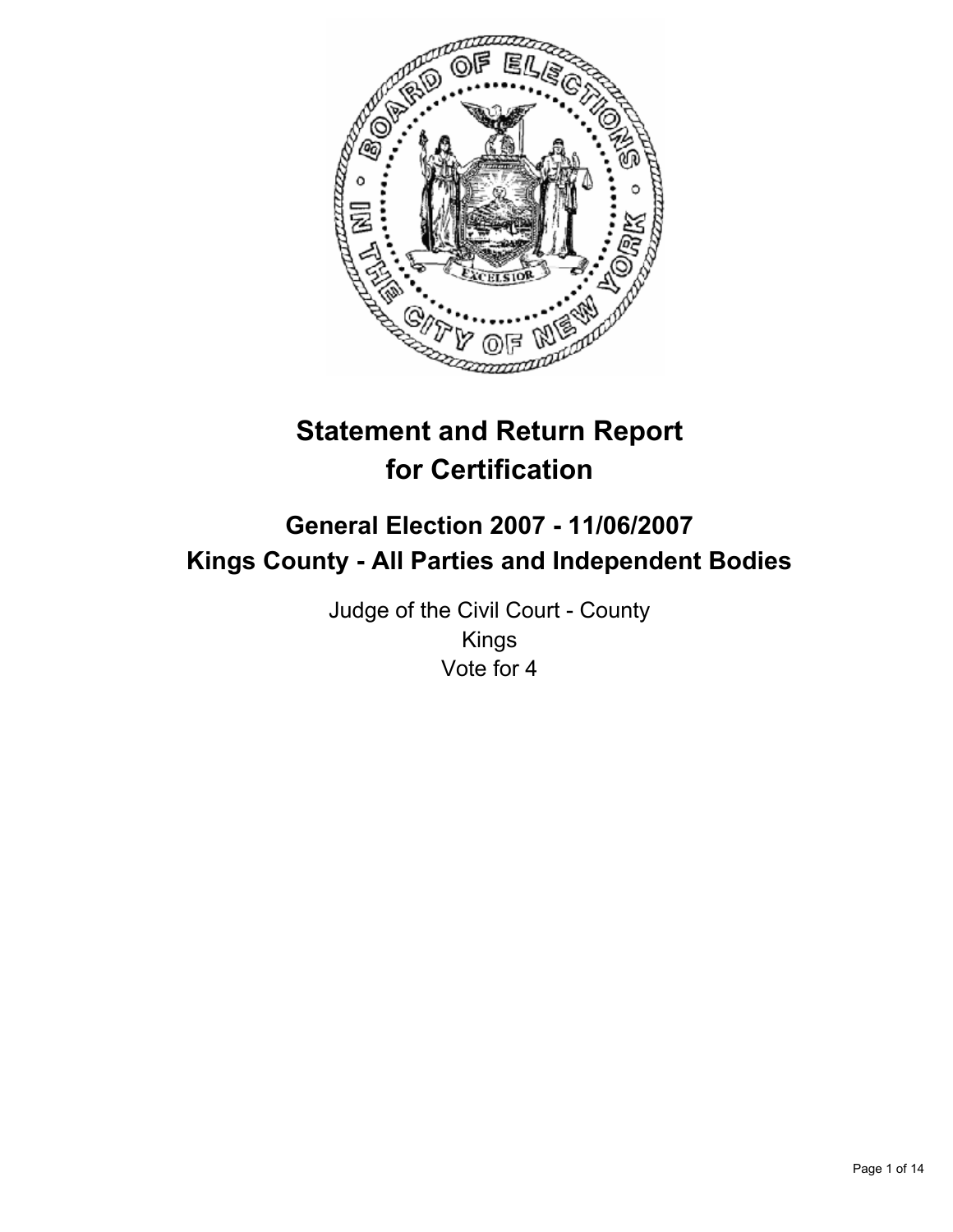# Statement and Return Report for Certification

## General Election 2007 - 11/06/2007
## Kings County - All Parties and Independent Bodies

Judge of the Civil Court - County
Kings
Vote for 4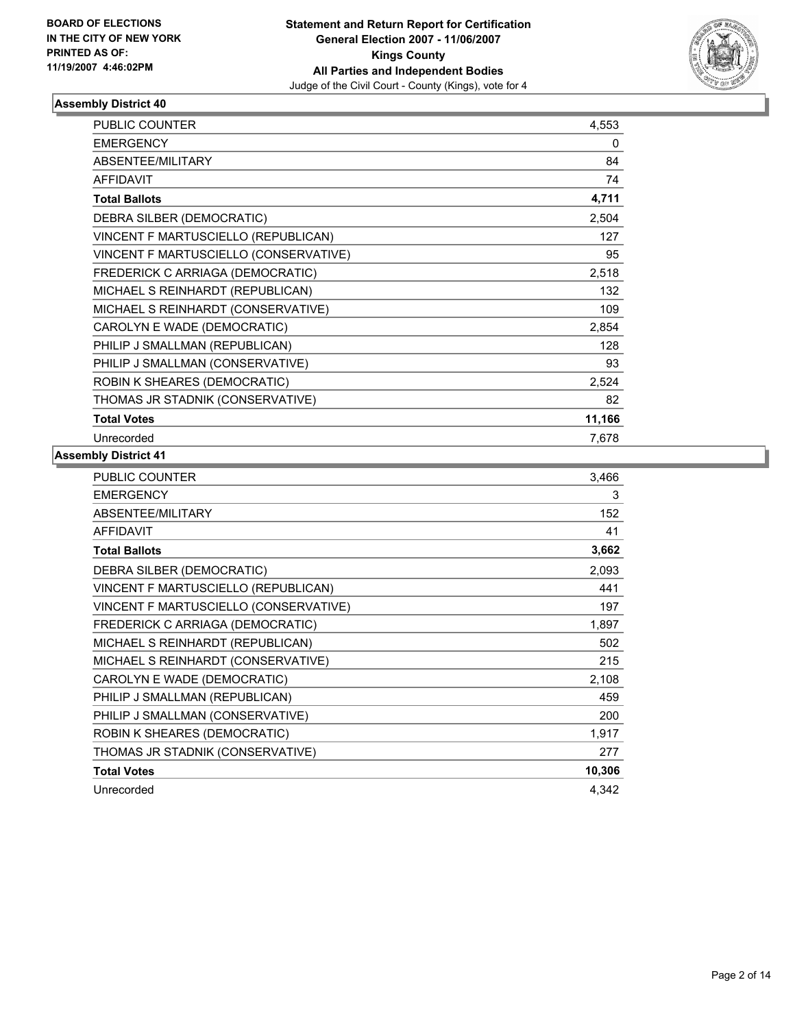**BOARD OF ELECTIONS IN THE CITY OF NEW YORK PRINTED AS OF: 11/19/2007 4:46:02PM**

**Statement and Return Report for Certification**
**General Election 2007 - 11/06/2007**
**Kings County**
**All Parties and Independent Bodies**
Judge of the Civil Court - County (Kings), vote for 4

### Assembly District 40

| | |
|---|---|
| PUBLIC COUNTER | 4,553 |
| EMERGENCY | 0 |
| ABSENTEE/MILITARY | 84 |
| AFFIDAVIT | 74 |
| **Total Ballots** | **4,711** |
| DEBRA SILBER (DEMOCRATIC) | 2,504 |
| VINCENT F MARTUSCIELLO (REPUBLICAN) | 127 |
| VINCENT F MARTUSCIELLO (CONSERVATIVE) | 95 |
| FREDERICK C ARRIAGA (DEMOCRATIC) | 2,518 |
| MICHAEL S REINHARDT (REPUBLICAN) | 132 |
| MICHAEL S REINHARDT (CONSERVATIVE) | 109 |
| CAROLYN E WADE (DEMOCRATIC) | 2,854 |
| PHILIP J SMALLMAN (REPUBLICAN) | 128 |
| PHILIP J SMALLMAN (CONSERVATIVE) | 93 |
| ROBIN K SHEARES (DEMOCRATIC) | 2,524 |
| THOMAS JR STADNIK (CONSERVATIVE) | 82 |
| **Total Votes** | **11,166** |
| Unrecorded | 7,678 |

### Assembly District 41

| | |
|---|---|
| PUBLIC COUNTER | 3,466 |
| EMERGENCY | 3 |
| ABSENTEE/MILITARY | 152 |
| AFFIDAVIT | 41 |
| **Total Ballots** | **3,662** |
| DEBRA SILBER (DEMOCRATIC) | 2,093 |
| VINCENT F MARTUSCIELLO (REPUBLICAN) | 441 |
| VINCENT F MARTUSCIELLO (CONSERVATIVE) | 197 |
| FREDERICK C ARRIAGA (DEMOCRATIC) | 1,897 |
| MICHAEL S REINHARDT (REPUBLICAN) | 502 |
| MICHAEL S REINHARDT (CONSERVATIVE) | 215 |
| CAROLYN E WADE (DEMOCRATIC) | 2,108 |
| PHILIP J SMALLMAN (REPUBLICAN) | 459 |
| PHILIP J SMALLMAN (CONSERVATIVE) | 200 |
| ROBIN K SHEARES (DEMOCRATIC) | 1,917 |
| THOMAS JR STADNIK (CONSERVATIVE) | 277 |
| **Total Votes** | **10,306** |
| Unrecorded | 4,342 |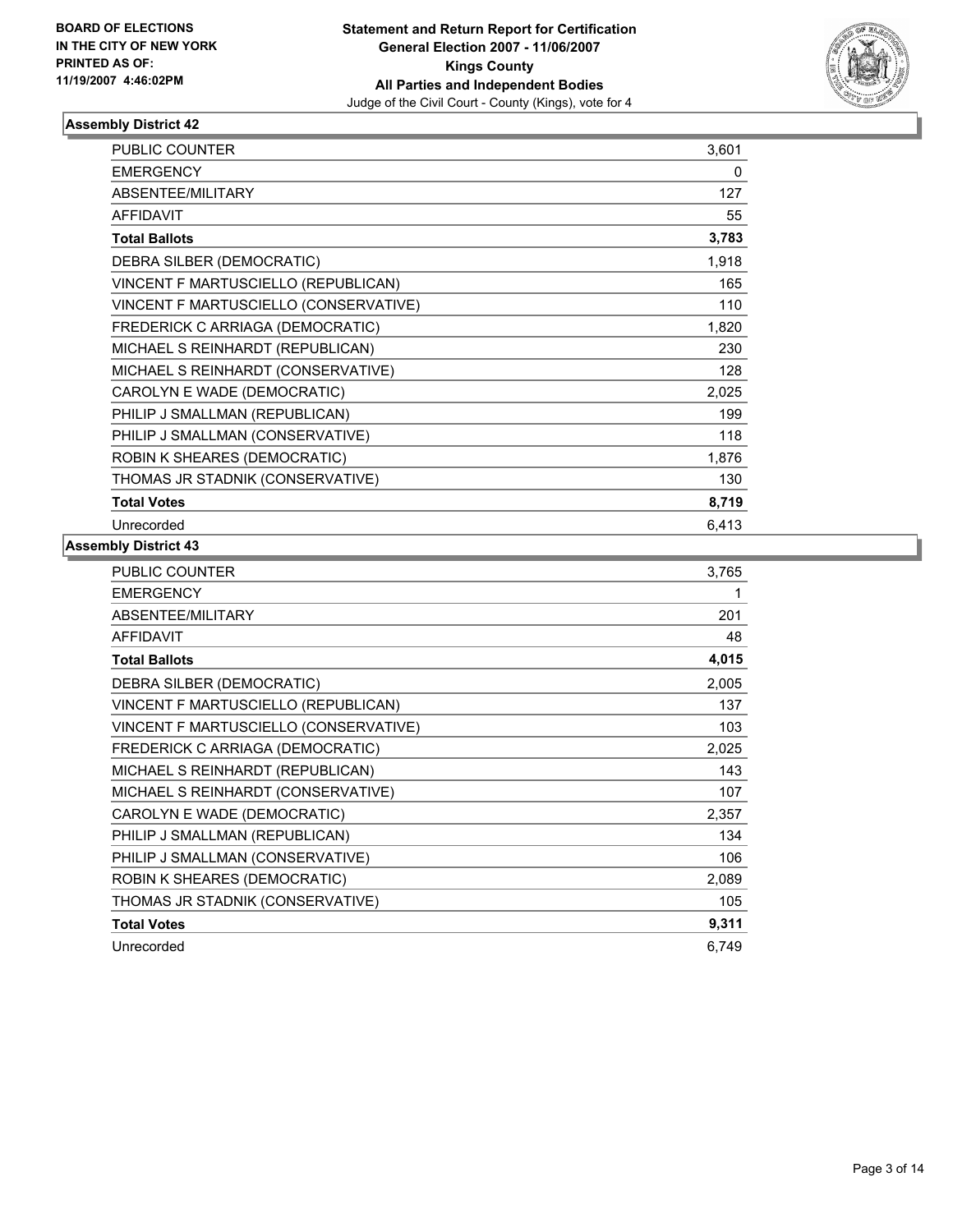**BOARD OF ELECTIONS IN THE CITY OF NEW YORK PRINTED AS OF: 11/19/2007 4:46:02PM**

# Statement and Return Report for Certification
## General Election 2007 - 11/06/2007
## Kings County
## All Parties and Independent Bodies
Judge of the Civil Court - County (Kings), vote for 4

### Assembly District 42

| | |
|---|---|
| PUBLIC COUNTER | 3,601 |
| EMERGENCY | 0 |
| ABSENTEE/MILITARY | 127 |
| AFFIDAVIT | 55 |
| **Total Ballots** | **3,783** |
| DEBRA SILBER (DEMOCRATIC) | 1,918 |
| VINCENT F MARTUSCIELLO (REPUBLICAN) | 165 |
| VINCENT F MARTUSCIELLO (CONSERVATIVE) | 110 |
| FREDERICK C ARRIAGA (DEMOCRATIC) | 1,820 |
| MICHAEL S REINHARDT (REPUBLICAN) | 230 |
| MICHAEL S REINHARDT (CONSERVATIVE) | 128 |
| CAROLYN E WADE (DEMOCRATIC) | 2,025 |
| PHILIP J SMALLMAN (REPUBLICAN) | 199 |
| PHILIP J SMALLMAN (CONSERVATIVE) | 118 |
| ROBIN K SHEARES (DEMOCRATIC) | 1,876 |
| THOMAS JR STADNIK (CONSERVATIVE) | 130 |
| **Total Votes** | **8,719** |
| Unrecorded | 6,413 |

### Assembly District 43

| | |
|---|---|
| PUBLIC COUNTER | 3,765 |
| EMERGENCY | 1 |
| ABSENTEE/MILITARY | 201 |
| AFFIDAVIT | 48 |
| **Total Ballots** | **4,015** |
| DEBRA SILBER (DEMOCRATIC) | 2,005 |
| VINCENT F MARTUSCIELLO (REPUBLICAN) | 137 |
| VINCENT F MARTUSCIELLO (CONSERVATIVE) | 103 |
| FREDERICK C ARRIAGA (DEMOCRATIC) | 2,025 |
| MICHAEL S REINHARDT (REPUBLICAN) | 143 |
| MICHAEL S REINHARDT (CONSERVATIVE) | 107 |
| CAROLYN E WADE (DEMOCRATIC) | 2,357 |
| PHILIP J SMALLMAN (REPUBLICAN) | 134 |
| PHILIP J SMALLMAN (CONSERVATIVE) | 106 |
| ROBIN K SHEARES (DEMOCRATIC) | 2,089 |
| THOMAS JR STADNIK (CONSERVATIVE) | 105 |
| **Total Votes** | **9,311** |
| Unrecorded | 6,749 |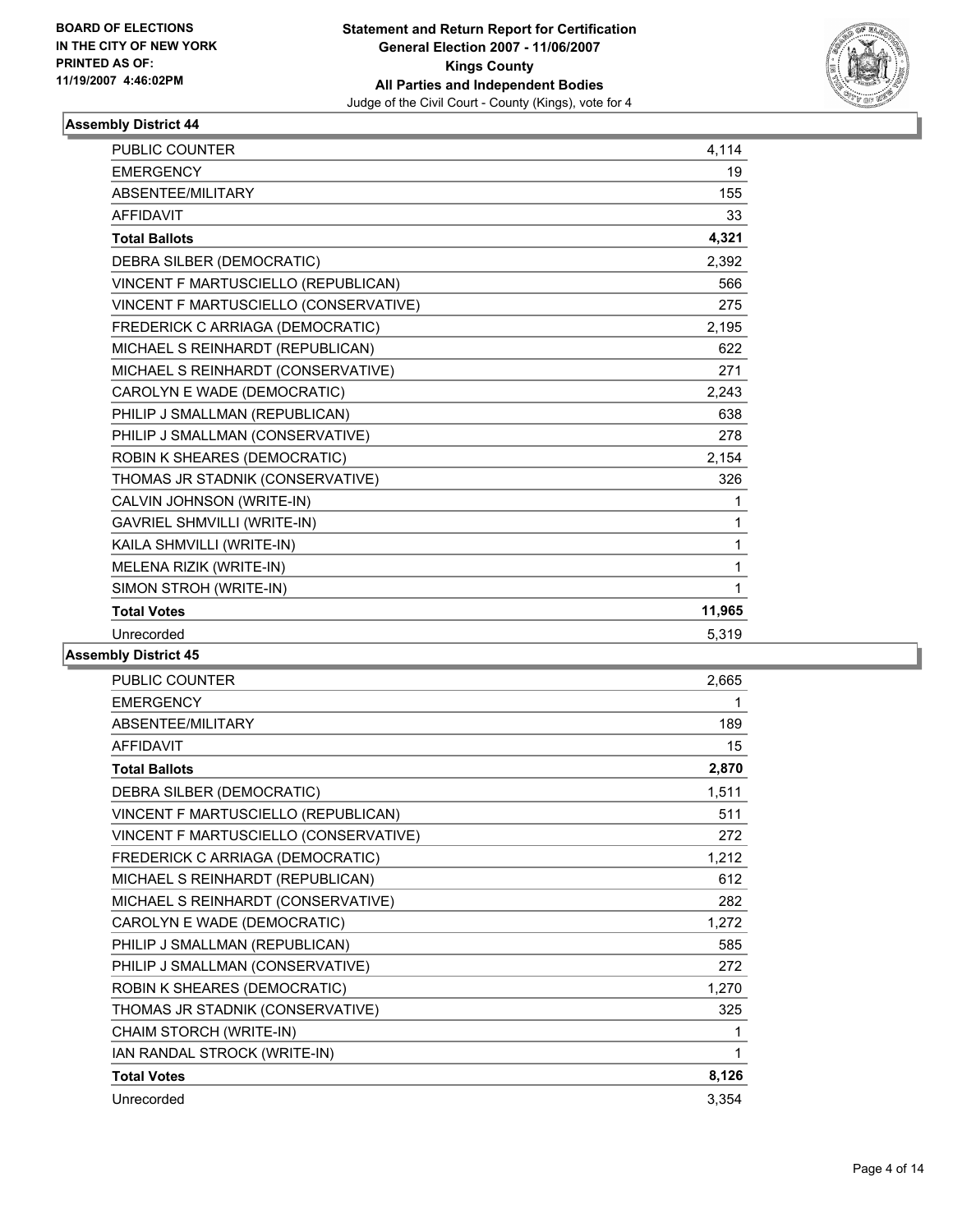**BOARD OF ELECTIONS**
**IN THE CITY OF NEW YORK**
**PRINTED AS OF:**
**11/19/2007 4:46:02PM**

**Statement and Return Report for Certification**
**General Election 2007 - 11/06/2007**
**Kings County**
**All Parties and Independent Bodies**
Judge of the Civil Court - County (Kings), vote for 4

### Assembly District 44

| | |
|---|---|
| PUBLIC COUNTER | 4,114 |
| EMERGENCY | 19 |
| ABSENTEE/MILITARY | 155 |
| AFFIDAVIT | 33 |
| **Total Ballots** | **4,321** |
| DEBRA SILBER (DEMOCRATIC) | 2,392 |
| VINCENT F MARTUSCIELLO (REPUBLICAN) | 566 |
| VINCENT F MARTUSCIELLO (CONSERVATIVE) | 275 |
| FREDERICK C ARRIAGA (DEMOCRATIC) | 2,195 |
| MICHAEL S REINHARDT (REPUBLICAN) | 622 |
| MICHAEL S REINHARDT (CONSERVATIVE) | 271 |
| CAROLYN E WADE (DEMOCRATIC) | 2,243 |
| PHILIP J SMALLMAN (REPUBLICAN) | 638 |
| PHILIP J SMALLMAN (CONSERVATIVE) | 278 |
| ROBIN K SHEARES (DEMOCRATIC) | 2,154 |
| THOMAS JR STADNIK (CONSERVATIVE) | 326 |
| CALVIN JOHNSON (WRITE-IN) | 1 |
| GAVRIEL SHMVILLI (WRITE-IN) | 1 |
| KAILA SHMVILLI (WRITE-IN) | 1 |
| MELENA RIZIK (WRITE-IN) | 1 |
| SIMON STROH (WRITE-IN) | 1 |
| **Total Votes** | **11,965** |
| Unrecorded | 5,319 |

### Assembly District 45

| | |
|---|---|
| PUBLIC COUNTER | 2,665 |
| EMERGENCY | 1 |
| ABSENTEE/MILITARY | 189 |
| AFFIDAVIT | 15 |
| **Total Ballots** | **2,870** |
| DEBRA SILBER (DEMOCRATIC) | 1,511 |
| VINCENT F MARTUSCIELLO (REPUBLICAN) | 511 |
| VINCENT F MARTUSCIELLO (CONSERVATIVE) | 272 |
| FREDERICK C ARRIAGA (DEMOCRATIC) | 1,212 |
| MICHAEL S REINHARDT (REPUBLICAN) | 612 |
| MICHAEL S REINHARDT (CONSERVATIVE) | 282 |
| CAROLYN E WADE (DEMOCRATIC) | 1,272 |
| PHILIP J SMALLMAN (REPUBLICAN) | 585 |
| PHILIP J SMALLMAN (CONSERVATIVE) | 272 |
| ROBIN K SHEARES (DEMOCRATIC) | 1,270 |
| THOMAS JR STADNIK (CONSERVATIVE) | 325 |
| CHAIM STORCH (WRITE-IN) | 1 |
| IAN RANDAL STROCK (WRITE-IN) | 1 |
| **Total Votes** | **8,126** |
| Unrecorded | 3,354 |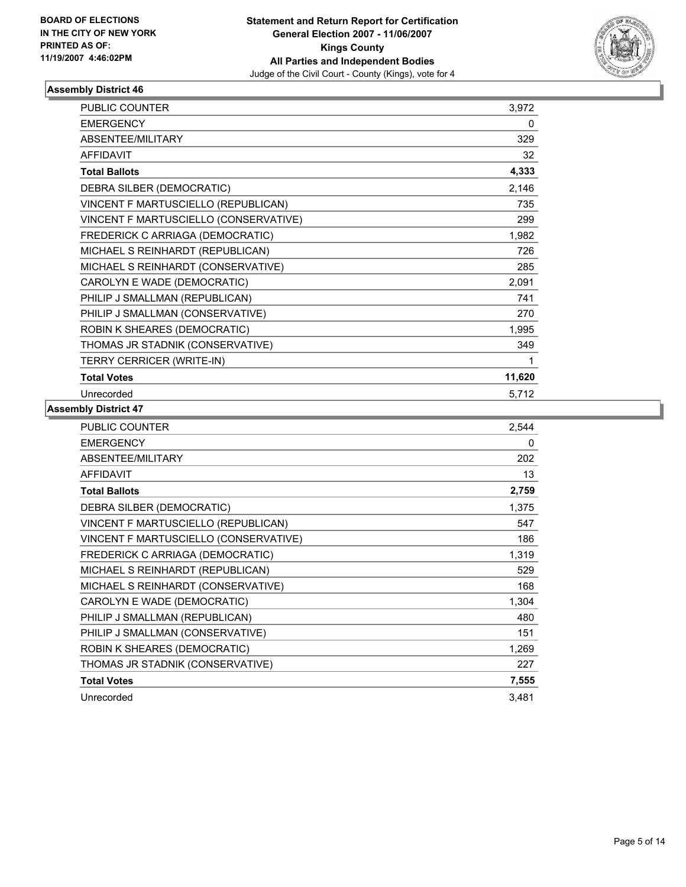**BOARD OF ELECTIONS IN THE CITY OF NEW YORK PRINTED AS OF: 11/19/2007 4:46:02PM**

**Statement and Return Report for Certification General Election 2007 - 11/06/2007 Kings County All Parties and Independent Bodies**

Judge of the Civil Court - County (Kings), vote for 4

## Assembly District 46

| | |
|---|---|
| PUBLIC COUNTER | 3,972 |
| EMERGENCY | 0 |
| ABSENTEE/MILITARY | 329 |
| AFFIDAVIT | 32 |
| **Total Ballots** | **4,333** |
| DEBRA SILBER (DEMOCRATIC) | 2,146 |
| VINCENT F MARTUSCIELLO (REPUBLICAN) | 735 |
| VINCENT F MARTUSCIELLO (CONSERVATIVE) | 299 |
| FREDERICK C ARRIAGA (DEMOCRATIC) | 1,982 |
| MICHAEL S REINHARDT (REPUBLICAN) | 726 |
| MICHAEL S REINHARDT (CONSERVATIVE) | 285 |
| CAROLYN E WADE (DEMOCRATIC) | 2,091 |
| PHILIP J SMALLMAN (REPUBLICAN) | 741 |
| PHILIP J SMALLMAN (CONSERVATIVE) | 270 |
| ROBIN K SHEARES (DEMOCRATIC) | 1,995 |
| THOMAS JR STADNIK (CONSERVATIVE) | 349 |
| TERRY CERRICER (WRITE-IN) | 1 |
| **Total Votes** | **11,620** |
| Unrecorded | 5,712 |

## Assembly District 47

| | |
|---|---|
| PUBLIC COUNTER | 2,544 |
| EMERGENCY | 0 |
| ABSENTEE/MILITARY | 202 |
| AFFIDAVIT | 13 |
| **Total Ballots** | **2,759** |
| DEBRA SILBER (DEMOCRATIC) | 1,375 |
| VINCENT F MARTUSCIELLO (REPUBLICAN) | 547 |
| VINCENT F MARTUSCIELLO (CONSERVATIVE) | 186 |
| FREDERICK C ARRIAGA (DEMOCRATIC) | 1,319 |
| MICHAEL S REINHARDT (REPUBLICAN) | 529 |
| MICHAEL S REINHARDT (CONSERVATIVE) | 168 |
| CAROLYN E WADE (DEMOCRATIC) | 1,304 |
| PHILIP J SMALLMAN (REPUBLICAN) | 480 |
| PHILIP J SMALLMAN (CONSERVATIVE) | 151 |
| ROBIN K SHEARES (DEMOCRATIC) | 1,269 |
| THOMAS JR STADNIK (CONSERVATIVE) | 227 |
| **Total Votes** | **7,555** |
| Unrecorded | 3,481 |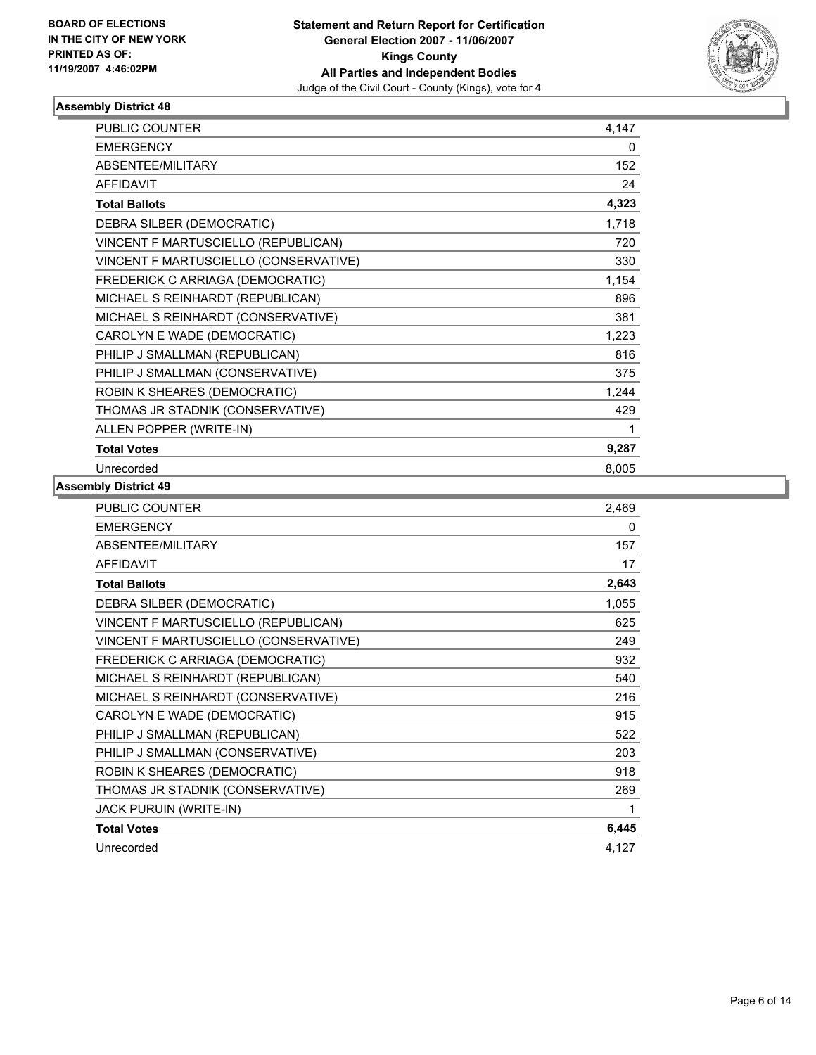**BOARD OF ELECTIONS IN THE CITY OF NEW YORK PRINTED AS OF: 11/19/2007 4:46:02PM**

**Statement and Return Report for Certification General Election 2007 - 11/06/2007 Kings County All Parties and Independent Bodies**

Judge of the Civil Court - County (Kings), vote for 4

## Assembly District 48

| | |
|---|---|
| PUBLIC COUNTER | 4,147 |
| EMERGENCY | 0 |
| ABSENTEE/MILITARY | 152 |
| AFFIDAVIT | 24 |
| **Total Ballots** | **4,323** |
| DEBRA SILBER (DEMOCRATIC) | 1,718 |
| VINCENT F MARTUSCIELLO (REPUBLICAN) | 720 |
| VINCENT F MARTUSCIELLO (CONSERVATIVE) | 330 |
| FREDERICK C ARRIAGA (DEMOCRATIC) | 1,154 |
| MICHAEL S REINHARDT (REPUBLICAN) | 896 |
| MICHAEL S REINHARDT (CONSERVATIVE) | 381 |
| CAROLYN E WADE (DEMOCRATIC) | 1,223 |
| PHILIP J SMALLMAN (REPUBLICAN) | 816 |
| PHILIP J SMALLMAN (CONSERVATIVE) | 375 |
| ROBIN K SHEARES (DEMOCRATIC) | 1,244 |
| THOMAS JR STADNIK (CONSERVATIVE) | 429 |
| ALLEN POPPER (WRITE-IN) | 1 |
| **Total Votes** | **9,287** |
| Unrecorded | 8,005 |

## Assembly District 49

| | |
|---|---|
| PUBLIC COUNTER | 2,469 |
| EMERGENCY | 0 |
| ABSENTEE/MILITARY | 157 |
| AFFIDAVIT | 17 |
| **Total Ballots** | **2,643** |
| DEBRA SILBER (DEMOCRATIC) | 1,055 |
| VINCENT F MARTUSCIELLO (REPUBLICAN) | 625 |
| VINCENT F MARTUSCIELLO (CONSERVATIVE) | 249 |
| FREDERICK C ARRIAGA (DEMOCRATIC) | 932 |
| MICHAEL S REINHARDT (REPUBLICAN) | 540 |
| MICHAEL S REINHARDT (CONSERVATIVE) | 216 |
| CAROLYN E WADE (DEMOCRATIC) | 915 |
| PHILIP J SMALLMAN (REPUBLICAN) | 522 |
| PHILIP J SMALLMAN (CONSERVATIVE) | 203 |
| ROBIN K SHEARES (DEMOCRATIC) | 918 |
| THOMAS JR STADNIK (CONSERVATIVE) | 269 |
| JACK PURUIN (WRITE-IN) | 1 |
| **Total Votes** | **6,445** |
| Unrecorded | 4,127 |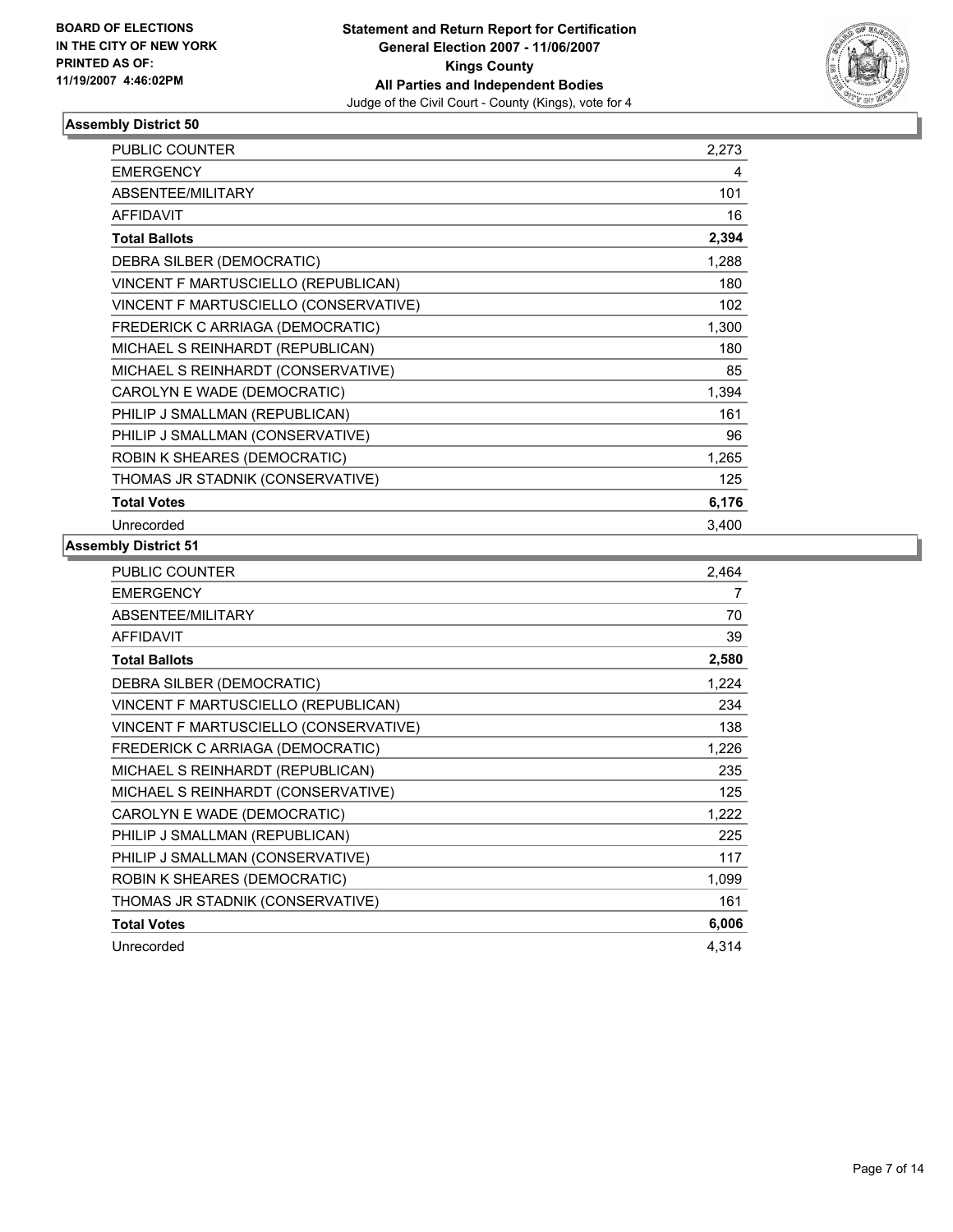**BOARD OF ELECTIONS IN THE CITY OF NEW YORK PRINTED AS OF: 11/19/2007 4:46:02PM**

# Statement and Return Report for Certification
## General Election 2007 - 11/06/2007
## Kings County
## All Parties and Independent Bodies
Judge of the Civil Court - County (Kings), vote for 4

### Assembly District 50

| | |
|---|---|
| PUBLIC COUNTER | 2,273 |
| EMERGENCY | 4 |
| ABSENTEE/MILITARY | 101 |
| AFFIDAVIT | 16 |
| **Total Ballots** | **2,394** |
| DEBRA SILBER (DEMOCRATIC) | 1,288 |
| VINCENT F MARTUSCIELLO (REPUBLICAN) | 180 |
| VINCENT F MARTUSCIELLO (CONSERVATIVE) | 102 |
| FREDERICK C ARRIAGA (DEMOCRATIC) | 1,300 |
| MICHAEL S REINHARDT (REPUBLICAN) | 180 |
| MICHAEL S REINHARDT (CONSERVATIVE) | 85 |
| CAROLYN E WADE (DEMOCRATIC) | 1,394 |
| PHILIP J SMALLMAN (REPUBLICAN) | 161 |
| PHILIP J SMALLMAN (CONSERVATIVE) | 96 |
| ROBIN K SHEARES (DEMOCRATIC) | 1,265 |
| THOMAS JR STADNIK (CONSERVATIVE) | 125 |
| **Total Votes** | **6,176** |
| Unrecorded | 3,400 |

### Assembly District 51

| | |
|---|---|
| PUBLIC COUNTER | 2,464 |
| EMERGENCY | 7 |
| ABSENTEE/MILITARY | 70 |
| AFFIDAVIT | 39 |
| **Total Ballots** | **2,580** |
| DEBRA SILBER (DEMOCRATIC) | 1,224 |
| VINCENT F MARTUSCIELLO (REPUBLICAN) | 234 |
| VINCENT F MARTUSCIELLO (CONSERVATIVE) | 138 |
| FREDERICK C ARRIAGA (DEMOCRATIC) | 1,226 |
| MICHAEL S REINHARDT (REPUBLICAN) | 235 |
| MICHAEL S REINHARDT (CONSERVATIVE) | 125 |
| CAROLYN E WADE (DEMOCRATIC) | 1,222 |
| PHILIP J SMALLMAN (REPUBLICAN) | 225 |
| PHILIP J SMALLMAN (CONSERVATIVE) | 117 |
| ROBIN K SHEARES (DEMOCRATIC) | 1,099 |
| THOMAS JR STADNIK (CONSERVATIVE) | 161 |
| **Total Votes** | **6,006** |
| Unrecorded | 4,314 |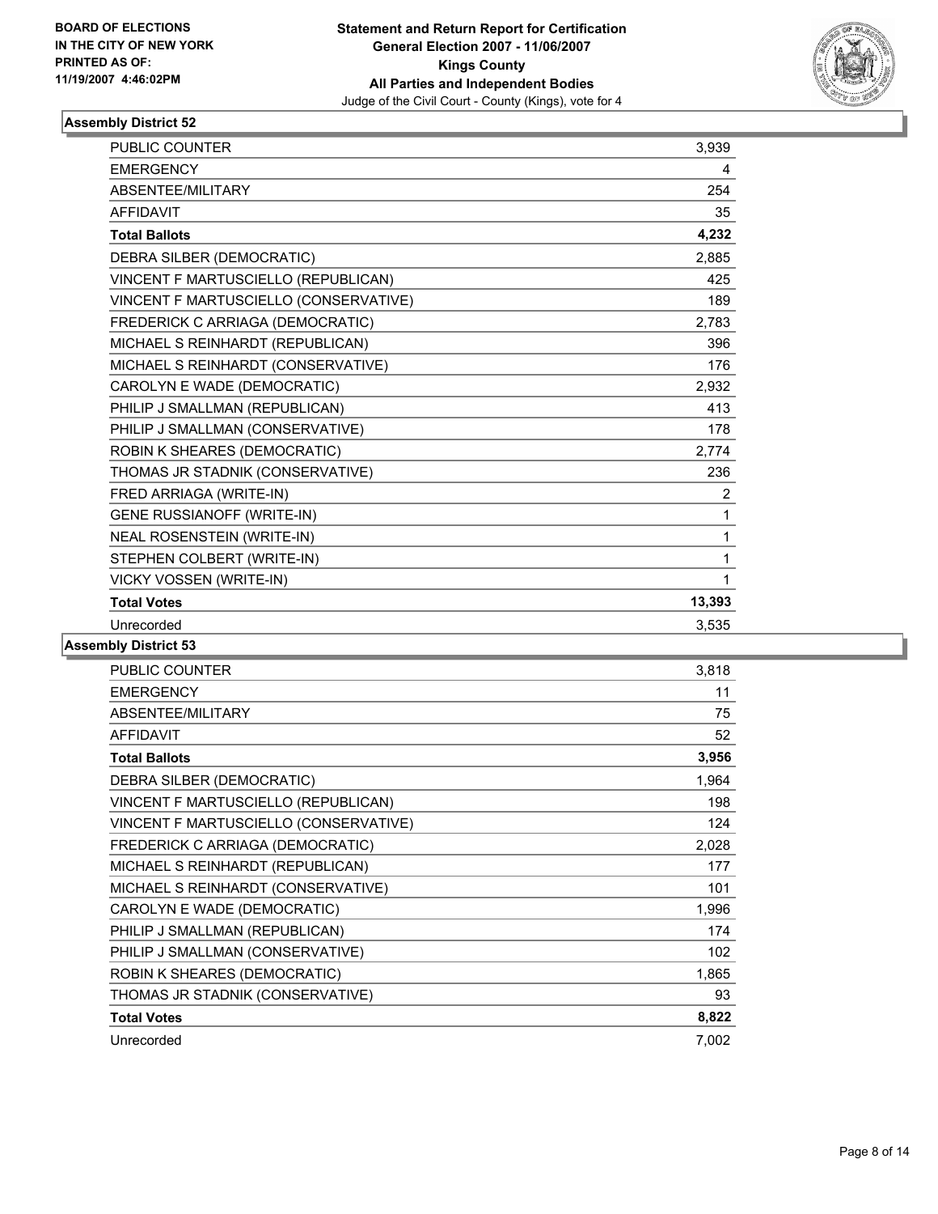**BOARD OF ELECTIONS IN THE CITY OF NEW YORK PRINTED AS OF: 11/19/2007 4:46:02PM**

**Statement and Return Report for Certification General Election 2007 - 11/06/2007 Kings County All Parties and Independent Bodies**

Judge of the Civil Court - County (Kings), vote for 4

### Assembly District 52

| | |
|---|---|
| PUBLIC COUNTER | 3,939 |
| EMERGENCY | 4 |
| ABSENTEE/MILITARY | 254 |
| AFFIDAVIT | 35 |
| **Total Ballots** | **4,232** |
| DEBRA SILBER (DEMOCRATIC) | 2,885 |
| VINCENT F MARTUSCIELLO (REPUBLICAN) | 425 |
| VINCENT F MARTUSCIELLO (CONSERVATIVE) | 189 |
| FREDERICK C ARRIAGA (DEMOCRATIC) | 2,783 |
| MICHAEL S REINHARDT (REPUBLICAN) | 396 |
| MICHAEL S REINHARDT (CONSERVATIVE) | 176 |
| CAROLYN E WADE (DEMOCRATIC) | 2,932 |
| PHILIP J SMALLMAN (REPUBLICAN) | 413 |
| PHILIP J SMALLMAN (CONSERVATIVE) | 178 |
| ROBIN K SHEARES (DEMOCRATIC) | 2,774 |
| THOMAS JR STADNIK (CONSERVATIVE) | 236 |
| FRED ARRIAGA (WRITE-IN) | 2 |
| GENE RUSSIANOFF (WRITE-IN) | 1 |
| NEAL ROSENSTEIN (WRITE-IN) | 1 |
| STEPHEN COLBERT (WRITE-IN) | 1 |
| VICKY VOSSEN (WRITE-IN) | 1 |
| **Total Votes** | **13,393** |
| Unrecorded | 3,535 |

### Assembly District 53

| | |
|---|---|
| PUBLIC COUNTER | 3,818 |
| EMERGENCY | 11 |
| ABSENTEE/MILITARY | 75 |
| AFFIDAVIT | 52 |
| **Total Ballots** | **3,956** |
| DEBRA SILBER (DEMOCRATIC) | 1,964 |
| VINCENT F MARTUSCIELLO (REPUBLICAN) | 198 |
| VINCENT F MARTUSCIELLO (CONSERVATIVE) | 124 |
| FREDERICK C ARRIAGA (DEMOCRATIC) | 2,028 |
| MICHAEL S REINHARDT (REPUBLICAN) | 177 |
| MICHAEL S REINHARDT (CONSERVATIVE) | 101 |
| CAROLYN E WADE (DEMOCRATIC) | 1,996 |
| PHILIP J SMALLMAN (REPUBLICAN) | 174 |
| PHILIP J SMALLMAN (CONSERVATIVE) | 102 |
| ROBIN K SHEARES (DEMOCRATIC) | 1,865 |
| THOMAS JR STADNIK (CONSERVATIVE) | 93 |
| **Total Votes** | **8,822** |
| Unrecorded | 7,002 |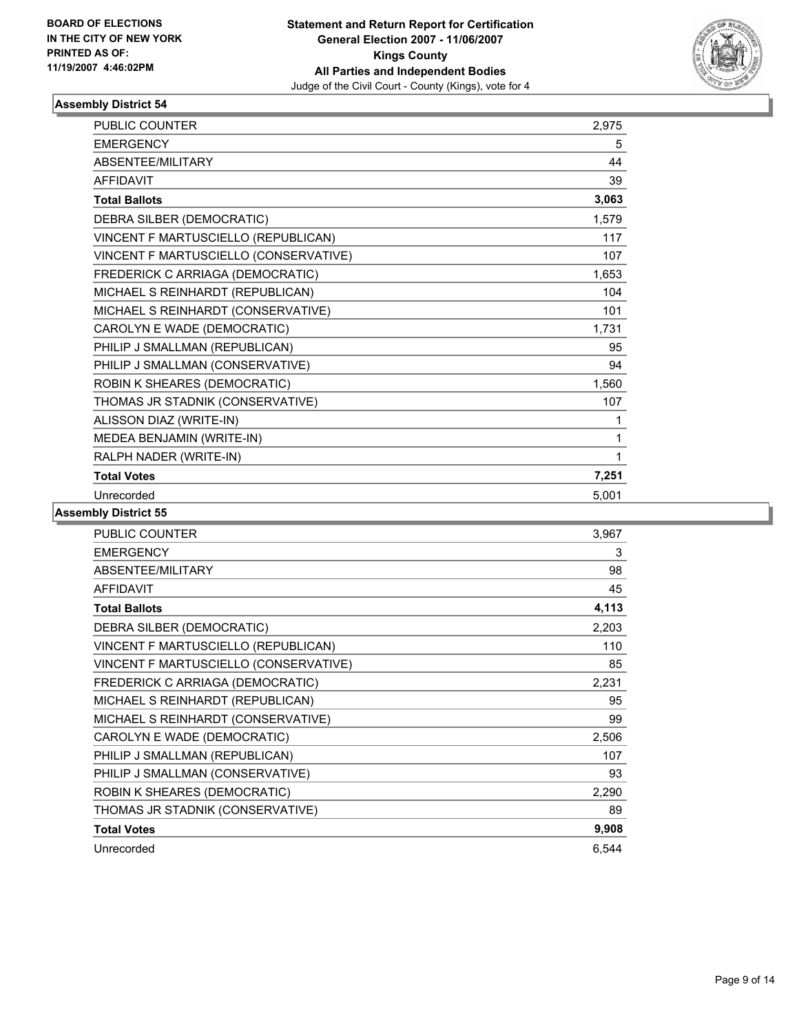**BOARD OF ELECTIONS IN THE CITY OF NEW YORK PRINTED AS OF: 11/19/2007 4:46:02PM**

**Statement and Return Report for Certification General Election 2007 - 11/06/2007 Kings County All Parties and Independent Bodies**
Judge of the Civil Court - County (Kings), vote for 4

### Assembly District 54

| | |
|---|---|
| PUBLIC COUNTER | 2,975 |
| EMERGENCY | 5 |
| ABSENTEE/MILITARY | 44 |
| AFFIDAVIT | 39 |
| **Total Ballots** | **3,063** |
| DEBRA SILBER (DEMOCRATIC) | 1,579 |
| VINCENT F MARTUSCIELLO (REPUBLICAN) | 117 |
| VINCENT F MARTUSCIELLO (CONSERVATIVE) | 107 |
| FREDERICK C ARRIAGA (DEMOCRATIC) | 1,653 |
| MICHAEL S REINHARDT (REPUBLICAN) | 104 |
| MICHAEL S REINHARDT (CONSERVATIVE) | 101 |
| CAROLYN E WADE (DEMOCRATIC) | 1,731 |
| PHILIP J SMALLMAN (REPUBLICAN) | 95 |
| PHILIP J SMALLMAN (CONSERVATIVE) | 94 |
| ROBIN K SHEARES (DEMOCRATIC) | 1,560 |
| THOMAS JR STADNIK (CONSERVATIVE) | 107 |
| ALISSON DIAZ (WRITE-IN) | 1 |
| MEDEA BENJAMIN (WRITE-IN) | 1 |
| RALPH NADER (WRITE-IN) | 1 |
| **Total Votes** | **7,251** |
| Unrecorded | 5,001 |

### Assembly District 55

| | |
|---|---|
| PUBLIC COUNTER | 3,967 |
| EMERGENCY | 3 |
| ABSENTEE/MILITARY | 98 |
| AFFIDAVIT | 45 |
| **Total Ballots** | **4,113** |
| DEBRA SILBER (DEMOCRATIC) | 2,203 |
| VINCENT F MARTUSCIELLO (REPUBLICAN) | 110 |
| VINCENT F MARTUSCIELLO (CONSERVATIVE) | 85 |
| FREDERICK C ARRIAGA (DEMOCRATIC) | 2,231 |
| MICHAEL S REINHARDT (REPUBLICAN) | 95 |
| MICHAEL S REINHARDT (CONSERVATIVE) | 99 |
| CAROLYN E WADE (DEMOCRATIC) | 2,506 |
| PHILIP J SMALLMAN (REPUBLICAN) | 107 |
| PHILIP J SMALLMAN (CONSERVATIVE) | 93 |
| ROBIN K SHEARES (DEMOCRATIC) | 2,290 |
| THOMAS JR STADNIK (CONSERVATIVE) | 89 |
| **Total Votes** | **9,908** |
| Unrecorded | 6,544 |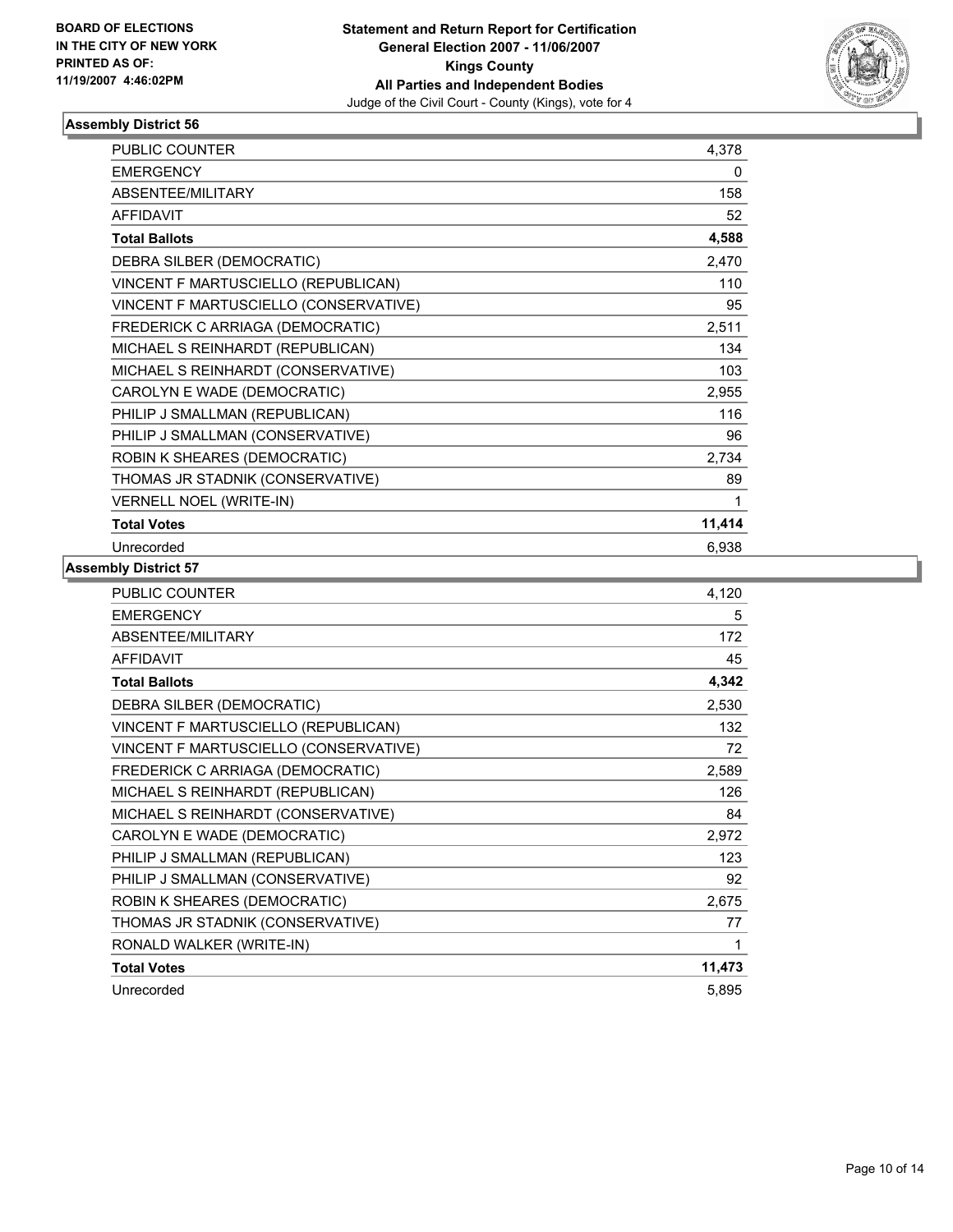**BOARD OF ELECTIONS IN THE CITY OF NEW YORK PRINTED AS OF: 11/19/2007 4:46:02PM**

**Statement and Return Report for Certification General Election 2007 - 11/06/2007 Kings County All Parties and Independent Bodies**
Judge of the Civil Court - County (Kings), vote for 4

### Assembly District 56

| | |
|---|---|
| PUBLIC COUNTER | 4,378 |
| EMERGENCY | 0 |
| ABSENTEE/MILITARY | 158 |
| AFFIDAVIT | 52 |
| **Total Ballots** | **4,588** |
| DEBRA SILBER (DEMOCRATIC) | 2,470 |
| VINCENT F MARTUSCIELLO (REPUBLICAN) | 110 |
| VINCENT F MARTUSCIELLO (CONSERVATIVE) | 95 |
| FREDERICK C ARRIAGA (DEMOCRATIC) | 2,511 |
| MICHAEL S REINHARDT (REPUBLICAN) | 134 |
| MICHAEL S REINHARDT (CONSERVATIVE) | 103 |
| CAROLYN E WADE (DEMOCRATIC) | 2,955 |
| PHILIP J SMALLMAN (REPUBLICAN) | 116 |
| PHILIP J SMALLMAN (CONSERVATIVE) | 96 |
| ROBIN K SHEARES (DEMOCRATIC) | 2,734 |
| THOMAS JR STADNIK (CONSERVATIVE) | 89 |
| VERNELL NOEL (WRITE-IN) | 1 |
| **Total Votes** | **11,414** |
| Unrecorded | 6,938 |

### Assembly District 57

| | |
|---|---|
| PUBLIC COUNTER | 4,120 |
| EMERGENCY | 5 |
| ABSENTEE/MILITARY | 172 |
| AFFIDAVIT | 45 |
| **Total Ballots** | **4,342** |
| DEBRA SILBER (DEMOCRATIC) | 2,530 |
| VINCENT F MARTUSCIELLO (REPUBLICAN) | 132 |
| VINCENT F MARTUSCIELLO (CONSERVATIVE) | 72 |
| FREDERICK C ARRIAGA (DEMOCRATIC) | 2,589 |
| MICHAEL S REINHARDT (REPUBLICAN) | 126 |
| MICHAEL S REINHARDT (CONSERVATIVE) | 84 |
| CAROLYN E WADE (DEMOCRATIC) | 2,972 |
| PHILIP J SMALLMAN (REPUBLICAN) | 123 |
| PHILIP J SMALLMAN (CONSERVATIVE) | 92 |
| ROBIN K SHEARES (DEMOCRATIC) | 2,675 |
| THOMAS JR STADNIK (CONSERVATIVE) | 77 |
| RONALD WALKER (WRITE-IN) | 1 |
| **Total Votes** | **11,473** |
| Unrecorded | 5,895 |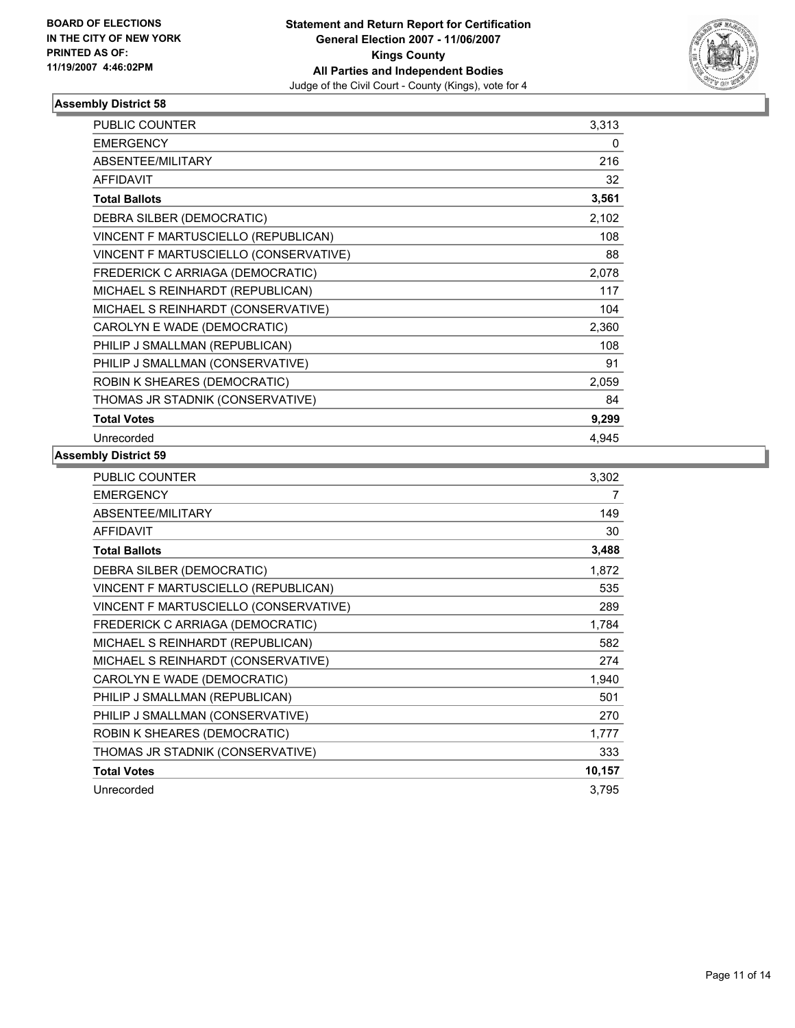BOARD OF ELECTIONS
IN THE CITY OF NEW YORK
PRINTED AS OF:
11/19/2007 4:46:02PM

**Statement and Return Report for Certification**
**General Election 2007 - 11/06/2007**
**Kings County**
**All Parties and Independent Bodies**
Judge of the Civil Court - County (Kings), vote for 4

### Assembly District 58

| | |
|---|---|
| PUBLIC COUNTER | 3,313 |
| EMERGENCY | 0 |
| ABSENTEE/MILITARY | 216 |
| AFFIDAVIT | 32 |
| **Total Ballots** | **3,561** |
| DEBRA SILBER (DEMOCRATIC) | 2,102 |
| VINCENT F MARTUSCIELLO (REPUBLICAN) | 108 |
| VINCENT F MARTUSCIELLO (CONSERVATIVE) | 88 |
| FREDERICK C ARRIAGA (DEMOCRATIC) | 2,078 |
| MICHAEL S REINHARDT (REPUBLICAN) | 117 |
| MICHAEL S REINHARDT (CONSERVATIVE) | 104 |
| CAROLYN E WADE (DEMOCRATIC) | 2,360 |
| PHILIP J SMALLMAN (REPUBLICAN) | 108 |
| PHILIP J SMALLMAN (CONSERVATIVE) | 91 |
| ROBIN K SHEARES (DEMOCRATIC) | 2,059 |
| THOMAS JR STADNIK (CONSERVATIVE) | 84 |
| **Total Votes** | **9,299** |
| Unrecorded | 4,945 |

### Assembly District 59

| | |
|---|---|
| PUBLIC COUNTER | 3,302 |
| EMERGENCY | 7 |
| ABSENTEE/MILITARY | 149 |
| AFFIDAVIT | 30 |
| **Total Ballots** | **3,488** |
| DEBRA SILBER (DEMOCRATIC) | 1,872 |
| VINCENT F MARTUSCIELLO (REPUBLICAN) | 535 |
| VINCENT F MARTUSCIELLO (CONSERVATIVE) | 289 |
| FREDERICK C ARRIAGA (DEMOCRATIC) | 1,784 |
| MICHAEL S REINHARDT (REPUBLICAN) | 582 |
| MICHAEL S REINHARDT (CONSERVATIVE) | 274 |
| CAROLYN E WADE (DEMOCRATIC) | 1,940 |
| PHILIP J SMALLMAN (REPUBLICAN) | 501 |
| PHILIP J SMALLMAN (CONSERVATIVE) | 270 |
| ROBIN K SHEARES (DEMOCRATIC) | 1,777 |
| THOMAS JR STADNIK (CONSERVATIVE) | 333 |
| **Total Votes** | **10,157** |
| Unrecorded | 3,795 |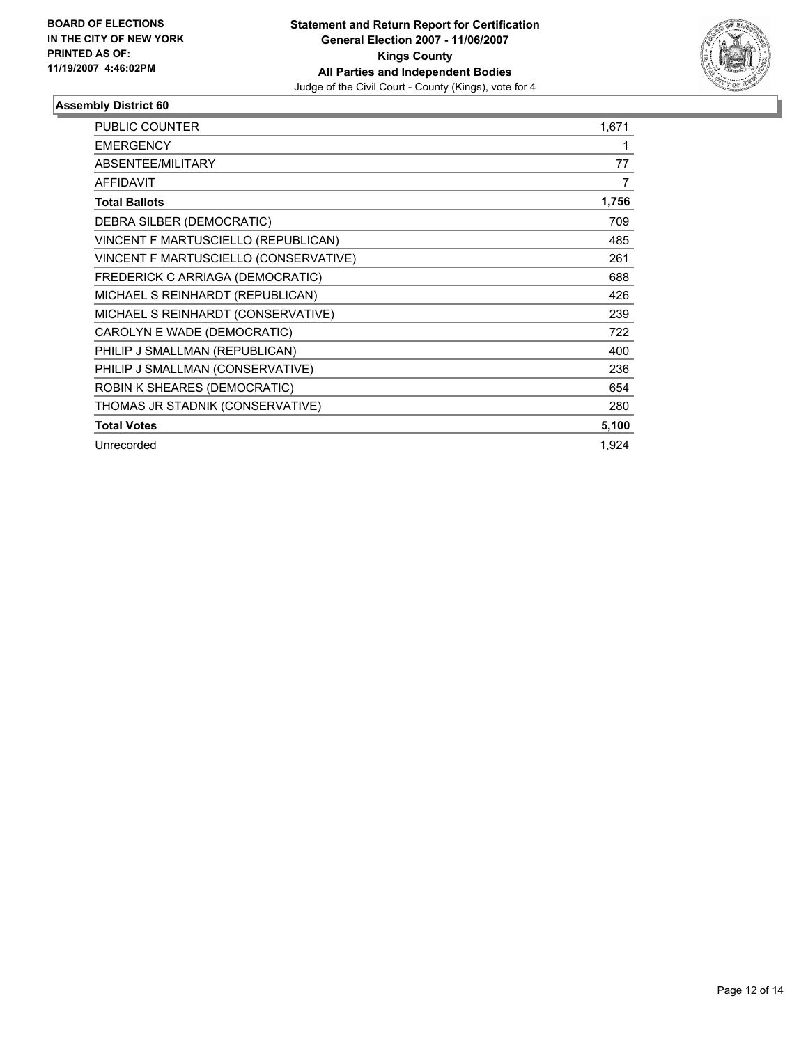**BOARD OF ELECTIONS IN THE CITY OF NEW YORK PRINTED AS OF: 11/19/2007 4:46:02PM**

**Statement and Return Report for Certification**
**General Election 2007 - 11/06/2007**
**Kings County**
**All Parties and Independent Bodies**
Judge of the Civil Court - County (Kings), vote for 4

### Assembly District 60

| | |
|---|---|
| PUBLIC COUNTER | 1,671 |
| EMERGENCY | 1 |
| ABSENTEE/MILITARY | 77 |
| AFFIDAVIT | 7 |
| **Total Ballots** | **1,756** |
| DEBRA SILBER (DEMOCRATIC) | 709 |
| VINCENT F MARTUSCIELLO (REPUBLICAN) | 485 |
| VINCENT F MARTUSCIELLO (CONSERVATIVE) | 261 |
| FREDERICK C ARRIAGA (DEMOCRATIC) | 688 |
| MICHAEL S REINHARDT (REPUBLICAN) | 426 |
| MICHAEL S REINHARDT (CONSERVATIVE) | 239 |
| CAROLYN E WADE (DEMOCRATIC) | 722 |
| PHILIP J SMALLMAN (REPUBLICAN) | 400 |
| PHILIP J SMALLMAN (CONSERVATIVE) | 236 |
| ROBIN K SHEARES (DEMOCRATIC) | 654 |
| THOMAS JR STADNIK (CONSERVATIVE) | 280 |
| **Total Votes** | **5,100** |
| Unrecorded | 1,924 |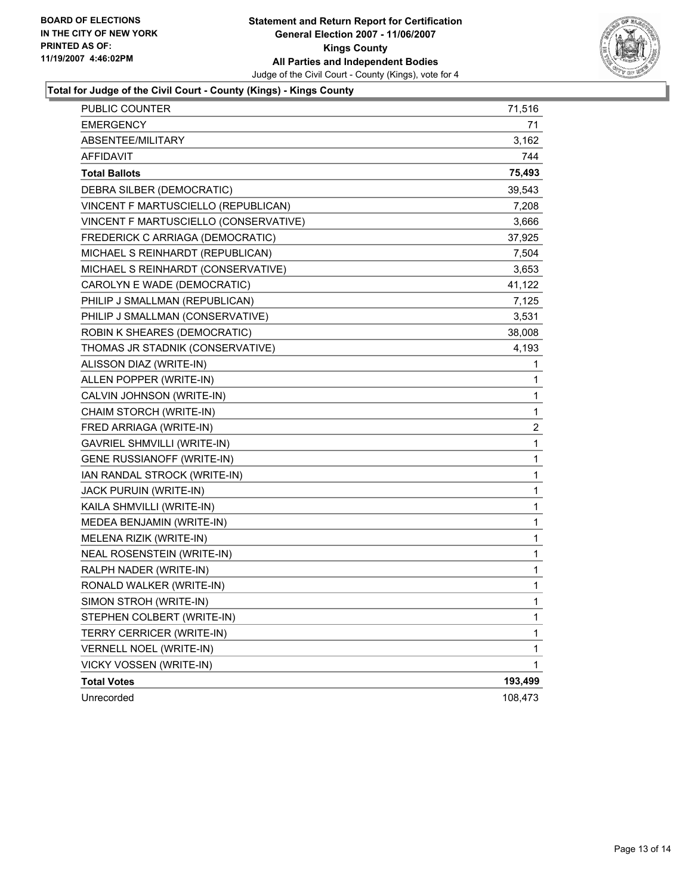**BOARD OF ELECTIONS**
**IN THE CITY OF NEW YORK**
**PRINTED AS OF:**
**11/19/2007 4:46:02PM**

**Statement and Return Report for Certification**
**General Election 2007 - 11/06/2007**
**Kings County**
**All Parties and Independent Bodies**
Judge of the Civil Court - County (Kings), vote for 4

### Total for Judge of the Civil Court - County (Kings) - Kings County

| | |
|---|---|
| PUBLIC COUNTER | 71,516 |
| EMERGENCY | 71 |
| ABSENTEE/MILITARY | 3,162 |
| AFFIDAVIT | 744 |
| **Total Ballots** | **75,493** |
| DEBRA SILBER (DEMOCRATIC) | 39,543 |
| VINCENT F MARTUSCIELLO (REPUBLICAN) | 7,208 |
| VINCENT F MARTUSCIELLO (CONSERVATIVE) | 3,666 |
| FREDERICK C ARRIAGA (DEMOCRATIC) | 37,925 |
| MICHAEL S REINHARDT (REPUBLICAN) | 7,504 |
| MICHAEL S REINHARDT (CONSERVATIVE) | 3,653 |
| CAROLYN E WADE (DEMOCRATIC) | 41,122 |
| PHILIP J SMALLMAN (REPUBLICAN) | 7,125 |
| PHILIP J SMALLMAN (CONSERVATIVE) | 3,531 |
| ROBIN K SHEARES (DEMOCRATIC) | 38,008 |
| THOMAS JR STADNIK (CONSERVATIVE) | 4,193 |
| ALISSON DIAZ (WRITE-IN) | 1 |
| ALLEN POPPER (WRITE-IN) | 1 |
| CALVIN JOHNSON (WRITE-IN) | 1 |
| CHAIM STORCH (WRITE-IN) | 1 |
| FRED ARRIAGA (WRITE-IN) | 2 |
| GAVRIEL SHMVILLI (WRITE-IN) | 1 |
| GENE RUSSIANOFF (WRITE-IN) | 1 |
| IAN RANDAL STROCK (WRITE-IN) | 1 |
| JACK PURUIN (WRITE-IN) | 1 |
| KAILA SHMVILLI (WRITE-IN) | 1 |
| MEDEA BENJAMIN (WRITE-IN) | 1 |
| MELENA RIZIK (WRITE-IN) | 1 |
| NEAL ROSENSTEIN (WRITE-IN) | 1 |
| RALPH NADER (WRITE-IN) | 1 |
| RONALD WALKER (WRITE-IN) | 1 |
| SIMON STROH (WRITE-IN) | 1 |
| STEPHEN COLBERT (WRITE-IN) | 1 |
| TERRY CERRICER (WRITE-IN) | 1 |
| VERNELL NOEL (WRITE-IN) | 1 |
| VICKY VOSSEN (WRITE-IN) | 1 |
| **Total Votes** | **193,499** |
| Unrecorded | 108,473 |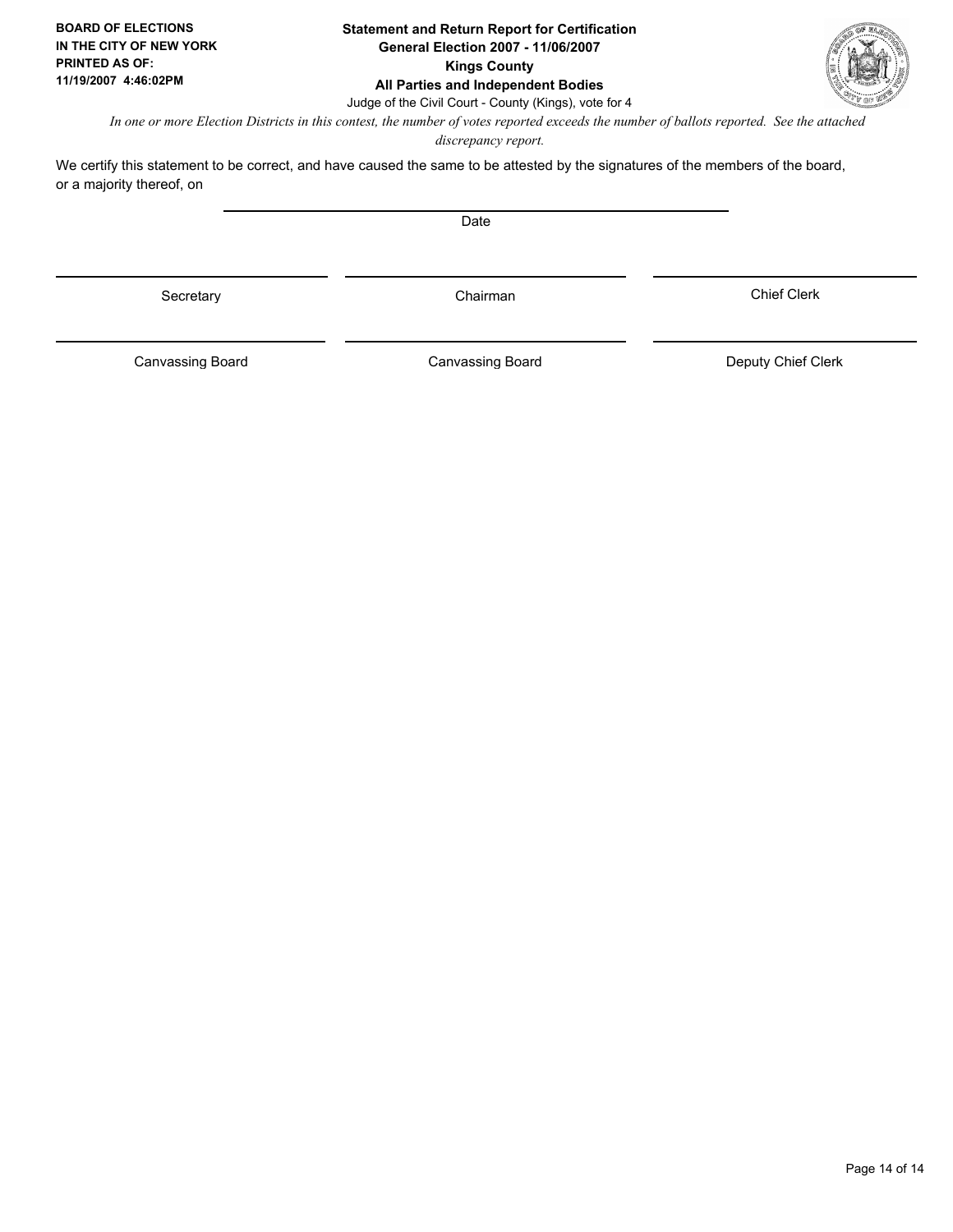**BOARD OF ELECTIONS**
**IN THE CITY OF NEW YORK**
**PRINTED AS OF:**
**11/19/2007 4:46:02PM**

**Statement and Return Report for Certification**
**General Election 2007 - 11/06/2007**
**Kings County**
**All Parties and Independent Bodies**
Judge of the Civil Court - County (Kings), vote for 4

*In one or more Election Districts in this contest, the number of votes reported exceeds the number of ballots reported. See the attached discrepancy report.*

We certify this statement to be correct, and have caused the same to be attested by the signatures of the members of the board, or a majority thereof, on

\_\_\_\_\_\_\_\_\_\_\_\_\_\_\_\_\_\_\_\_\_\_\_\_\_\_\_\_\_\_\_\_\_\_\_\_\_\_\_\_
Date

| | | |
|---|---|---|
| Secretary | Chairman | Chief Clerk |
| Canvassing Board | Canvassing Board | Deputy Chief Clerk |